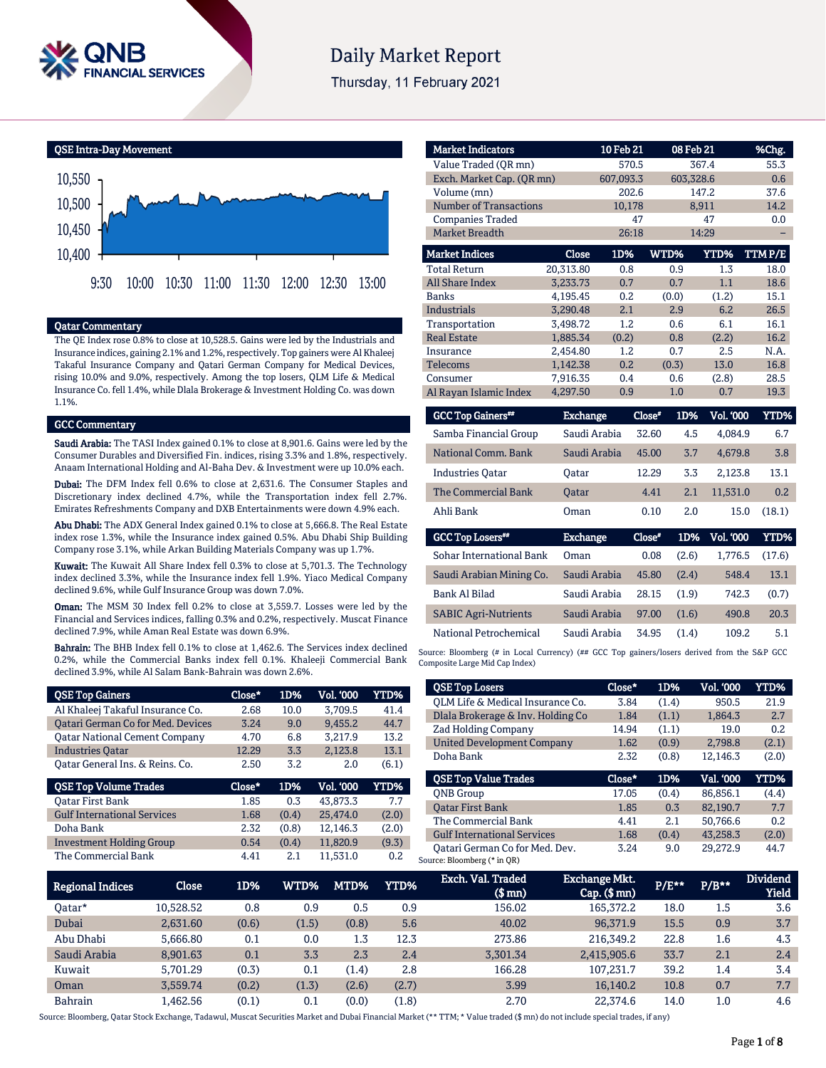# Daily Market Report

Thursday, 11 February 2021

## QSE Intra-Day Movement

## Qatar Commentary

The QE Index rose 0.8% to close at 10,528.5. Gains were led by the Industrials and Insurance indices, gaining 2.1% and 1.2%, respectively. Top gainers were Al Khaleej Takaful Insurance Company and Qatari German Company for Medical Devices, rising 10.0% and 9.0%, respectively. Among the top losers, QLM Life & Medical Insurance Co. fell 1.4%, while Dlala Brokerage & Investment Holding Co. was down 1.1%.

## GCC Commentary

**Saudi Arabia:** The TASI Index gained 0.1% to close at 8,901.6. Gains were led by the Consumer Durables and Diversified Fin. indices, rising 3.3% and 1.8%, respectively. Anaam International Holding and Al-Baha Dev. & Investment were up 10.0% each.

**Dubai:** The DFM Index fell 0.6% to close at 2,631.6. The Consumer Staples and Discretionary index declined 4.7%, while the Transportation index fell 2.7%. Emirates Refreshments Company and DXB Entertainments were down 4.9% each.

**Abu Dhabi:** The ADX General Index gained 0.1% to close at 5,666.8. The Real Estate index rose 1.3%, while the Insurance index gained 0.5%. Abu Dhabi Ship Building Company rose 3.1%, while Arkan Building Materials Company was up 1.7%.

**Kuwait:** The Kuwait All Share Index fell 0.3% to close at 5,701.3. The Technology index declined 3.3%, while the Insurance index fell 1.9%. Yiaco Medical Company declined 9.6%, while Gulf Insurance Group was down 7.0%.

**Oman:** The MSM 30 Index fell 0.2% to close at 3,559.7. Losses were led by the Financial and Services indices, falling 0.3% and 0.2%, respectively. Muscat Finance declined 7.9%, while Aman Real Estate was down 6.9%.

**Bahrain:** The BHB Index fell 0.1% to close at 1,462.6. The Services index declined 0.2%, while the Commercial Banks index fell 0.1%. Khaleeji Commercial Bank declined 3.9%, while Al Salam Bank-Bahrain was down 2.6%.

| QSE Top Gainers | Close* | 1D% | Vol. '000 | YTD% |
|---|---|---|---|---|
| Al Khaleej Takaful Insurance Co. | 2.68 | 10.0 | 3,709.5 | 41.4 |
| Qatari German Co for Med. Devices | 3.24 | 9.0 | 9,455.2 | 44.7 |
| Qatar National Cement Company | 4.70 | 6.8 | 3,217.9 | 13.2 |
| Industries Qatar | 12.29 | 3.3 | 2,123.8 | 13.1 |
| Qatar General Ins. & Reins. Co. | 2.50 | 3.2 | 2.0 | (6.1) |

| QSE Top Volume Trades | Close* | 1D% | Vol. '000 | YTD% |
|---|---|---|---|---|
| Qatar First Bank | 1.85 | 0.3 | 43,873.3 | 7.7 |
| Gulf International Services | 1.68 | (0.4) | 25,474.0 | (2.0) |
| Doha Bank | 2.32 | (0.8) | 12,146.3 | (2.0) |
| Investment Holding Group | 0.54 | (0.4) | 11,820.9 | (9.3) |
| The Commercial Bank | 4.41 | 2.1 | 11,531.0 | 0.2 |

| Market Indicators | 10 Feb 21 | 08 Feb 21 | %Chg. |
|---|---|---|---|
| Value Traded (QR mn) | 570.5 | 367.4 | 55.3 |
| Exch. Market Cap. (QR mn) | 607,093.3 | 603,328.6 | 0.6 |
| Volume (mn) | 202.6 | 147.2 | 37.6 |
| Number of Transactions | 10,178 | 8,911 | 14.2 |
| Companies Traded | 47 | 47 | 0.0 |
| Market Breadth | 26:18 | 14:29 | – |

| Market Indices | Close | 1D% | WTD% | YTD% | TTM P/E |
|---|---|---|---|---|---|
| Total Return | 20,313.80 | 0.8 | 0.9 | 1.3 | 18.0 |
| All Share Index | 3,233.73 | 0.7 | 0.7 | 1.1 | 18.6 |
| Banks | 4,195.45 | 0.2 | (0.0) | (1.2) | 15.1 |
| Industrials | 3,290.48 | 2.1 | 2.9 | 6.2 | 26.5 |
| Transportation | 3,498.72 | 1.2 | 0.6 | 6.1 | 16.1 |
| Real Estate | 1,885.34 | (0.2) | 0.8 | (2.2) | 16.2 |
| Insurance | 2,454.80 | 1.2 | 0.7 | 2.5 | N.A. |
| Telecoms | 1,142.38 | 0.2 | (0.3) | 13.0 | 16.8 |
| Consumer | 7,916.35 | 0.4 | 0.6 | (2.8) | 28.5 |
| Al Rayan Islamic Index | 4,297.50 | 0.9 | 1.0 | 0.7 | 19.3 |

| GCC Top Gainers## | Exchange | Close# | 1D% | Vol. '000 | YTD% |
|---|---|---|---|---|---|
| Samba Financial Group | Saudi Arabia | 32.60 | 4.5 | 4,084.9 | 6.7 |
| National Comm. Bank | Saudi Arabia | 45.00 | 3.7 | 4,679.8 | 3.8 |
| Industries Qatar | Qatar | 12.29 | 3.3 | 2,123.8 | 13.1 |
| The Commercial Bank | Qatar | 4.41 | 2.1 | 11,531.0 | 0.2 |
| Ahli Bank | Oman | 0.10 | 2.0 | 15.0 | (18.1) |

| GCC Top Losers## | Exchange | Close# | 1D% | Vol. '000 | YTD% |
|---|---|---|---|---|---|
| Sohar International Bank | Oman | 0.08 | (2.6) | 1,776.5 | (17.6) |
| Saudi Arabian Mining Co. | Saudi Arabia | 45.80 | (2.4) | 548.4 | 13.1 |
| Bank Al Bilad | Saudi Arabia | 28.15 | (1.9) | 742.3 | (0.7) |
| SABIC Agri-Nutrients | Saudi Arabia | 97.00 | (1.6) | 490.8 | 20.3 |
| National Petrochemical | Saudi Arabia | 34.95 | (1.4) | 109.2 | 5.1 |

Source: Bloomberg (# in Local Currency) (## GCC Top gainers/losers derived from the S&P GCC Composite Large Mid Cap Index)

| QSE Top Losers | Close* | 1D% | Vol. '000 | YTD% |
|---|---|---|---|---|
| QLM Life & Medical Insurance Co. | 3.84 | (1.4) | 950.5 | 21.9 |
| Dlala Brokerage & Inv. Holding Co | 1.84 | (1.1) | 1,864.3 | 2.7 |
| Zad Holding Company | 14.94 | (1.1) | 19.0 | 0.2 |
| United Development Company | 1.62 | (0.9) | 2,798.8 | (2.1) |
| Doha Bank | 2.32 | (0.8) | 12,146.3 | (2.0) |

| QSE Top Value Trades | Close* | 1D% | Val. '000 | YTD% |
|---|---|---|---|---|
| QNB Group | 17.05 | (0.4) | 86,856.1 | (4.4) |
| Qatar First Bank | 1.85 | 0.3 | 82,190.7 | 7.7 |
| The Commercial Bank | 4.41 | 2.1 | 50,766.6 | 0.2 |
| Gulf International Services | 1.68 | (0.4) | 43,258.3 | (2.0) |
| Qatari German Co for Med. Dev. | 3.24 | 9.0 | 29,272.9 | 44.7 |

Source: Bloomberg (* in QR)

| Regional Indices | Close | 1D% | WTD% | MTD% | YTD% | Exch. Val. Traded ($ mn) | Exchange Mkt. Cap. ($ mn) | P/E** | P/B** | Dividend Yield |
|---|---|---|---|---|---|---|---|---|---|---|
| Qatar* | 10,528.52 | 0.8 | 0.9 | 0.5 | 0.9 | 156.02 | 165,372.2 | 18.0 | 1.5 | 3.6 |
| Dubai | 2,631.60 | (0.6) | (1.5) | (0.8) | 5.6 | 40.02 | 96,371.9 | 15.5 | 0.9 | 3.7 |
| Abu Dhabi | 5,666.80 | 0.1 | 0.0 | 1.3 | 12.3 | 273.86 | 216,349.2 | 22.8 | 1.6 | 4.3 |
| Saudi Arabia | 8,901.63 | 0.1 | 3.3 | 2.3 | 2.4 | 3,301.34 | 2,415,905.6 | 33.7 | 2.1 | 2.4 |
| Kuwait | 5,701.29 | (0.3) | 0.1 | (1.4) | 2.8 | 166.28 | 107,231.7 | 39.2 | 1.4 | 3.4 |
| Oman | 3,559.74 | (0.2) | (1.3) | (2.6) | (2.7) | 3.99 | 16,140.2 | 10.8 | 0.7 | 7.7 |
| Bahrain | 1,462.56 | (0.1) | 0.1 | (0.0) | (1.8) | 2.70 | 22,374.6 | 14.0 | 1.0 | 4.6 |

Source: Bloomberg, Qatar Stock Exchange, Tadawul, Muscat Securities Market and Dubai Financial Market (** TTM; * Value traded ($ mn) do not include special trades, if any)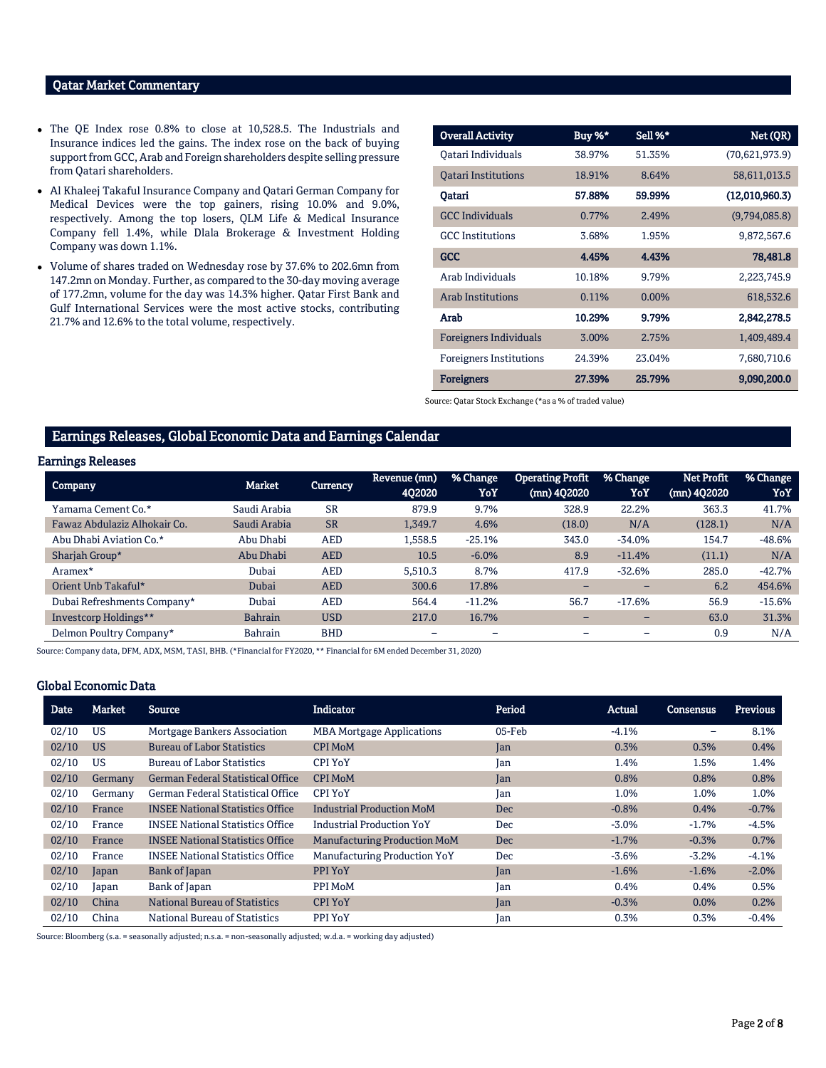## Qatar Market Commentary

- The QE Index rose 0.8% to close at 10,528.5. The Industrials and Insurance indices led the gains. The index rose on the back of buying support from GCC, Arab and Foreign shareholders despite selling pressure from Qatari shareholders.
- Al Khaleej Takaful Insurance Company and Qatari German Company for Medical Devices were the top gainers, rising 10.0% and 9.0%, respectively. Among the top losers, QLM Life & Medical Insurance Company fell 1.4%, while Dlala Brokerage & Investment Holding Company was down 1.1%.
- Volume of shares traded on Wednesday rose by 37.6% to 202.6mn from 147.2mn on Monday. Further, as compared to the 30-day moving average of 177.2mn, volume for the day was 14.3% higher. Qatar First Bank and Gulf International Services were the most active stocks, contributing 21.7% and 12.6% to the total volume, respectively.

| Overall Activity | Buy %* | Sell %* | Net (QR) |
|---|---|---|---|
| Qatari Individuals | 38.97% | 51.35% | (70,621,973.9) |
| Qatari Institutions | 18.91% | 8.64% | 58,611,013.5 |
| **Qatari** | **57.88%** | **59.99%** | **(12,010,960.3)** |
| GCC Individuals | 0.77% | 2.49% | (9,794,085.8) |
| GCC Institutions | 3.68% | 1.95% | 9,872,567.6 |
| **GCC** | **4.45%** | **4.43%** | **78,481.8** |
| Arab Individuals | 10.18% | 9.79% | 2,223,745.9 |
| Arab Institutions | 0.11% | 0.00% | 618,532.6 |
| **Arab** | **10.29%** | **9.79%** | **2,842,278.5** |
| Foreigners Individuals | 3.00% | 2.75% | 1,409,489.4 |
| Foreigners Institutions | 24.39% | 23.04% | 7,680,710.6 |
| **Foreigners** | **27.39%** | **25.79%** | **9,090,200.0** |

Source: Qatar Stock Exchange (*as a % of traded value)

## Earnings Releases, Global Economic Data and Earnings Calendar

### Earnings Releases

| Company | Market | Currency | Revenue (mn) 4Q2020 | % Change YoY | Operating Profit (mn) 4Q2020 | % Change YoY | Net Profit (mn) 4Q2020 | % Change YoY |
|---|---|---|---|---|---|---|---|---|
| Yamama Cement Co.* | Saudi Arabia | SR | 879.9 | 9.7% | 328.9 | 22.2% | 363.3 | 41.7% |
| Fawaz Abdulaziz Alhokair Co. | Saudi Arabia | SR | 1,349.7 | 4.6% | (18.0) | N/A | (128.1) | N/A |
| Abu Dhabi Aviation Co.* | Abu Dhabi | AED | 1,558.5 | -25.1% | 343.0 | -34.0% | 154.7 | -48.6% |
| Sharjah Group* | Abu Dhabi | AED | 10.5 | -6.0% | 8.9 | -11.4% | (11.1) | N/A |
| Aramex* | Dubai | AED | 5,510.3 | 8.7% | 417.9 | -32.6% | 285.0 | -42.7% |
| Orient Unb Takaful* | Dubai | AED | 300.6 | 17.8% | – | – | 6.2 | 454.6% |
| Dubai Refreshments Company* | Dubai | AED | 564.4 | -11.2% | 56.7 | -17.6% | 56.9 | -15.6% |
| Investcorp Holdings** | Bahrain | USD | 217.0 | 16.7% | – | – | 63.0 | 31.3% |
| Delmon Poultry Company* | Bahrain | BHD | – | – | – | – | 0.9 | N/A |

Source: Company data, DFM, ADX, MSM, TASI, BHB. (*Financial for FY2020, ** Financial for 6M ended December 31, 2020)

### Global Economic Data

| Date | Market | Source | Indicator | Period | Actual | Consensus | Previous |
|---|---|---|---|---|---|---|---|
| 02/10 | US | Mortgage Bankers Association | MBA Mortgage Applications | 05-Feb | -4.1% | – | 8.1% |
| 02/10 | US | Bureau of Labor Statistics | CPI MoM | Jan | 0.3% | 0.3% | 0.4% |
| 02/10 | US | Bureau of Labor Statistics | CPI YoY | Jan | 1.4% | 1.5% | 1.4% |
| 02/10 | Germany | German Federal Statistical Office | CPI MoM | Jan | 0.8% | 0.8% | 0.8% |
| 02/10 | Germany | German Federal Statistical Office | CPI YoY | Jan | 1.0% | 1.0% | 1.0% |
| 02/10 | France | INSEE National Statistics Office | Industrial Production MoM | Dec | -0.8% | 0.4% | -0.7% |
| 02/10 | France | INSEE National Statistics Office | Industrial Production YoY | Dec | -3.0% | -1.7% | -4.5% |
| 02/10 | France | INSEE National Statistics Office | Manufacturing Production MoM | Dec | -1.7% | -0.3% | 0.7% |
| 02/10 | France | INSEE National Statistics Office | Manufacturing Production YoY | Dec | -3.6% | -3.2% | -4.1% |
| 02/10 | Japan | Bank of Japan | PPI YoY | Jan | -1.6% | -1.6% | -2.0% |
| 02/10 | Japan | Bank of Japan | PPI MoM | Jan | 0.4% | 0.4% | 0.5% |
| 02/10 | China | National Bureau of Statistics | CPI YoY | Jan | -0.3% | 0.0% | 0.2% |
| 02/10 | China | National Bureau of Statistics | PPI YoY | Jan | 0.3% | 0.3% | -0.4% |

Source: Bloomberg (s.a. = seasonally adjusted; n.s.a. = non-seasonally adjusted; w.d.a. = working day adjusted)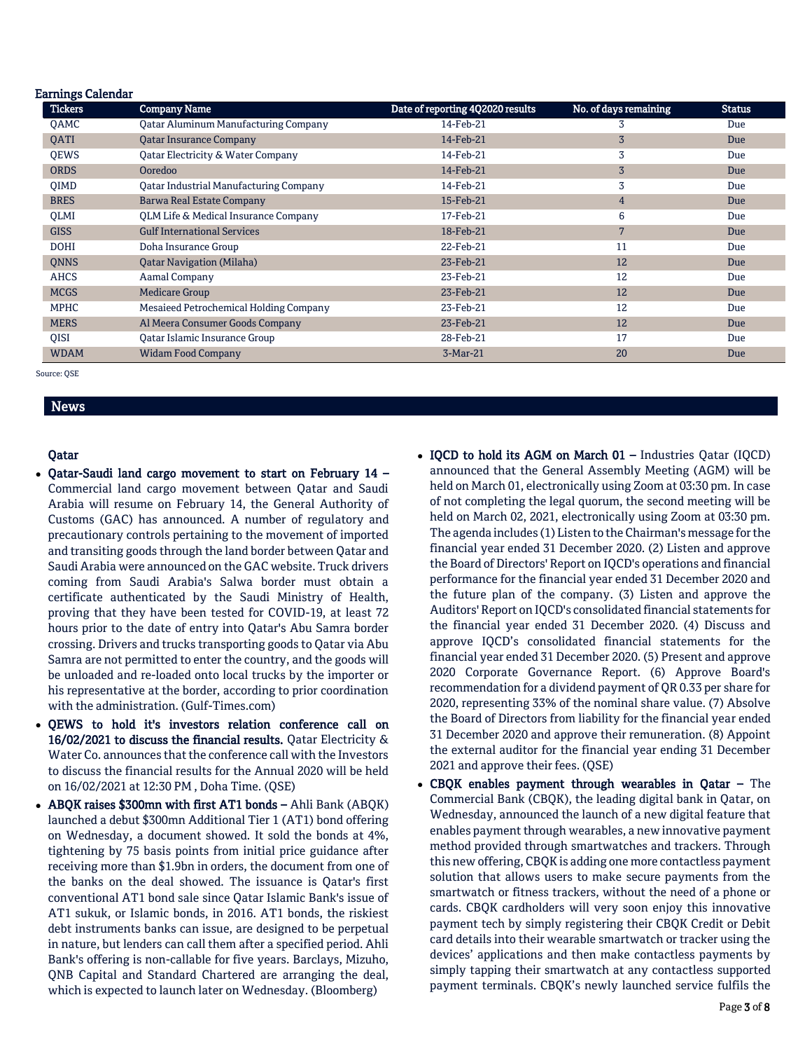## Earnings Calendar

| Tickers | Company Name | Date of reporting 4Q2020 results | No. of days remaining | Status |
|---|---|---|---|---|
| QAMC | Qatar Aluminum Manufacturing Company | 14-Feb-21 | 3 | Due |
| QATI | Qatar Insurance Company | 14-Feb-21 | 3 | Due |
| QEWS | Qatar Electricity & Water Company | 14-Feb-21 | 3 | Due |
| ORDS | Ooredoo | 14-Feb-21 | 3 | Due |
| QIMD | Qatar Industrial Manufacturing Company | 14-Feb-21 | 3 | Due |
| BRES | Barwa Real Estate Company | 15-Feb-21 | 4 | Due |
| QLMI | QLM Life & Medical Insurance Company | 17-Feb-21 | 6 | Due |
| GISS | Gulf International Services | 18-Feb-21 | 7 | Due |
| DOHI | Doha Insurance Group | 22-Feb-21 | 11 | Due |
| QNNS | Qatar Navigation (Milaha) | 23-Feb-21 | 12 | Due |
| AHCS | Aamal Company | 23-Feb-21 | 12 | Due |
| MCGS | Medicare Group | 23-Feb-21 | 12 | Due |
| MPHC | Mesaieed Petrochemical Holding Company | 23-Feb-21 | 12 | Due |
| MERS | Al Meera Consumer Goods Company | 23-Feb-21 | 12 | Due |
| QISI | Qatar Islamic Insurance Group | 28-Feb-21 | 17 | Due |
| WDAM | Widam Food Company | 3-Mar-21 | 20 | Due |

Source: QSE

## News

### Qatar

- **Qatar-Saudi land cargo movement to start on February 14 –** Commercial land cargo movement between Qatar and Saudi Arabia will resume on February 14, the General Authority of Customs (GAC) has announced. A number of regulatory and precautionary controls pertaining to the movement of imported and transiting goods through the land border between Qatar and Saudi Arabia were announced on the GAC website. Truck drivers coming from Saudi Arabia's Salwa border must obtain a certificate authenticated by the Saudi Ministry of Health, proving that they have been tested for COVID-19, at least 72 hours prior to the date of entry into Qatar's Abu Samra border crossing. Drivers and trucks transporting goods to Qatar via Abu Samra are not permitted to enter the country, and the goods will be unloaded and re-loaded onto local trucks by the importer or his representative at the border, according to prior coordination with the administration. (Gulf-Times.com)
- **QEWS to hold it's investors relation conference call on 16/02/2021 to discuss the financial results.** Qatar Electricity & Water Co. announces that the conference call with the Investors to discuss the financial results for the Annual 2020 will be held on 16/02/2021 at 12:30 PM , Doha Time. (QSE)
- **ABQK raises $300mn with first AT1 bonds –** Ahli Bank (ABQK) launched a debut $300mn Additional Tier 1 (AT1) bond offering on Wednesday, a document showed. It sold the bonds at 4%, tightening by 75 basis points from initial price guidance after receiving more than $1.9bn in orders, the document from one of the banks on the deal showed. The issuance is Qatar's first conventional AT1 bond sale since Qatar Islamic Bank's issue of AT1 sukuk, or Islamic bonds, in 2016. AT1 bonds, the riskiest debt instruments banks can issue, are designed to be perpetual in nature, but lenders can call them after a specified period. Ahli Bank's offering is non-callable for five years. Barclays, Mizuho, QNB Capital and Standard Chartered are arranging the deal, which is expected to launch later on Wednesday. (Bloomberg)
- **IQCD to hold its AGM on March 01 –** Industries Qatar (IQCD) announced that the General Assembly Meeting (AGM) will be held on March 01, electronically using Zoom at 03:30 pm. In case of not completing the legal quorum, the second meeting will be held on March 02, 2021, electronically using Zoom at 03:30 pm. The agenda includes (1) Listen to the Chairman's message for the financial year ended 31 December 2020. (2) Listen and approve the Board of Directors' Report on IQCD's operations and financial performance for the financial year ended 31 December 2020 and the future plan of the company. (3) Listen and approve the Auditors' Report on IQCD's consolidated financial statements for the financial year ended 31 December 2020. (4) Discuss and approve IQCD's consolidated financial statements for the financial year ended 31 December 2020. (5) Present and approve 2020 Corporate Governance Report. (6) Approve Board's recommendation for a dividend payment of QR 0.33 per share for 2020, representing 33% of the nominal share value. (7) Absolve the Board of Directors from liability for the financial year ended 31 December 2020 and approve their remuneration. (8) Appoint the external auditor for the financial year ending 31 December 2021 and approve their fees. (QSE)
- **CBQK enables payment through wearables in Qatar –** The Commercial Bank (CBQK), the leading digital bank in Qatar, on Wednesday, announced the launch of a new digital feature that enables payment through wearables, a new innovative payment method provided through smartwatches and trackers. Through this new offering, CBQK is adding one more contactless payment solution that allows users to make secure payments from the smartwatch or fitness trackers, without the need of a phone or cards. CBQK cardholders will very soon enjoy this innovative payment tech by simply registering their CBQK Credit or Debit card details into their wearable smartwatch or tracker using the devices' applications and then make contactless payments by simply tapping their smartwatch at any contactless supported payment terminals. CBQK's newly launched service fulfils the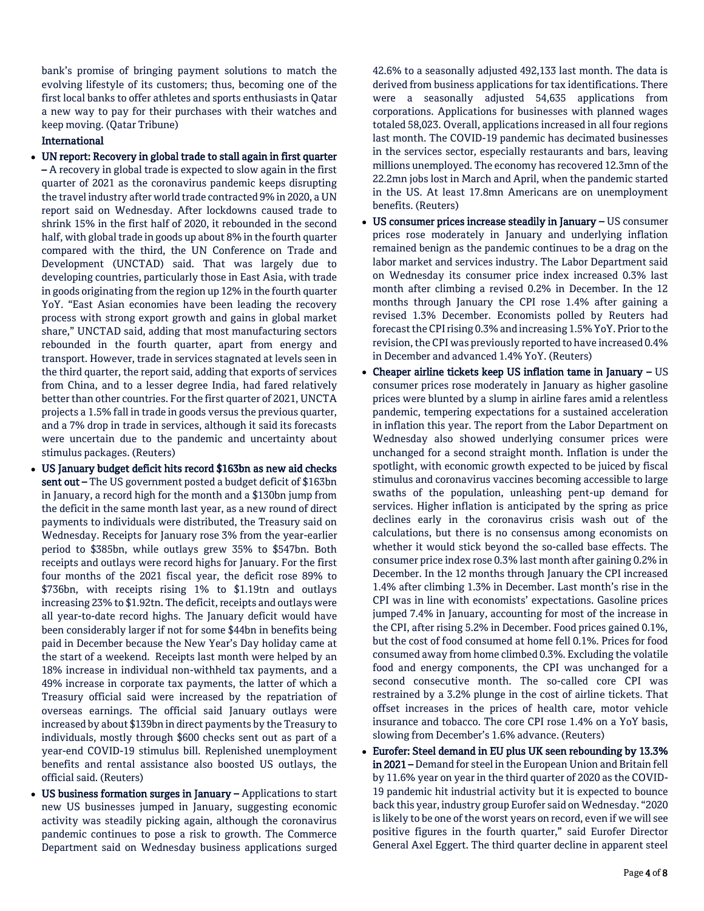bank's promise of bringing payment solutions to match the evolving lifestyle of its customers; thus, becoming one of the first local banks to offer athletes and sports enthusiasts in Qatar a new way to pay for their purchases with their watches and keep moving. (Qatar Tribune)

**International**

- **UN report: Recovery in global trade to stall again in first quarter –** A recovery in global trade is expected to slow again in the first quarter of 2021 as the coronavirus pandemic keeps disrupting the travel industry after world trade contracted 9% in 2020, a UN report said on Wednesday. After lockdowns caused trade to shrink 15% in the first half of 2020, it rebounded in the second half, with global trade in goods up about 8% in the fourth quarter compared with the third, the UN Conference on Trade and Development (UNCTAD) said. That was largely due to developing countries, particularly those in East Asia, with trade in goods originating from the region up 12% in the fourth quarter YoY. "East Asian economies have been leading the recovery process with strong export growth and gains in global market share," UNCTAD said, adding that most manufacturing sectors rebounded in the fourth quarter, apart from energy and transport. However, trade in services stagnated at levels seen in the third quarter, the report said, adding that exports of services from China, and to a lesser degree India, had fared relatively better than other countries. For the first quarter of 2021, UNCTA projects a 1.5% fall in trade in goods versus the previous quarter, and a 7% drop in trade in services, although it said its forecasts were uncertain due to the pandemic and uncertainty about stimulus packages. (Reuters)
- **US January budget deficit hits record $163bn as new aid checks sent out –** The US government posted a budget deficit of $163bn in January, a record high for the month and a $130bn jump from the deficit in the same month last year, as a new round of direct payments to individuals were distributed, the Treasury said on Wednesday. Receipts for January rose 3% from the year-earlier period to $385bn, while outlays grew 35% to $547bn. Both receipts and outlays were record highs for January. For the first four months of the 2021 fiscal year, the deficit rose 89% to $736bn, with receipts rising 1% to $1.19tn and outlays increasing 23% to $1.92tn. The deficit, receipts and outlays were all year-to-date record highs. The January deficit would have been considerably larger if not for some $44bn in benefits being paid in December because the New Year's Day holiday came at the start of a weekend. Receipts last month were helped by an 18% increase in individual non-withheld tax payments, and a 49% increase in corporate tax payments, the latter of which a Treasury official said were increased by the repatriation of overseas earnings. The official said January outlays were increased by about $139bn in direct payments by the Treasury to individuals, mostly through $600 checks sent out as part of a year-end COVID-19 stimulus bill. Replenished unemployment benefits and rental assistance also boosted US outlays, the official said. (Reuters)
- **US business formation surges in January –** Applications to start new US businesses jumped in January, suggesting economic activity was steadily picking again, although the coronavirus pandemic continues to pose a risk to growth. The Commerce Department said on Wednesday business applications surged 42.6% to a seasonally adjusted 492,133 last month. The data is derived from business applications for tax identifications. There were a seasonally adjusted 54,635 applications from corporations. Applications for businesses with planned wages totaled 58,023. Overall, applications increased in all four regions last month. The COVID-19 pandemic has decimated businesses in the services sector, especially restaurants and bars, leaving millions unemployed. The economy has recovered 12.3mn of the 22.2mn jobs lost in March and April, when the pandemic started in the US. At least 17.8mn Americans are on unemployment benefits. (Reuters)
- **US consumer prices increase steadily in January –** US consumer prices rose moderately in January and underlying inflation remained benign as the pandemic continues to be a drag on the labor market and services industry. The Labor Department said on Wednesday its consumer price index increased 0.3% last month after climbing a revised 0.2% in December. In the 12 months through January the CPI rose 1.4% after gaining a revised 1.3% December. Economists polled by Reuters had forecast the CPI rising 0.3% and increasing 1.5% YoY. Prior to the revision, the CPI was previously reported to have increased 0.4% in December and advanced 1.4% YoY. (Reuters)
- **Cheaper airline tickets keep US inflation tame in January –** US consumer prices rose moderately in January as higher gasoline prices were blunted by a slump in airline fares amid a relentless pandemic, tempering expectations for a sustained acceleration in inflation this year. The report from the Labor Department on Wednesday also showed underlying consumer prices were unchanged for a second straight month. Inflation is under the spotlight, with economic growth expected to be juiced by fiscal stimulus and coronavirus vaccines becoming accessible to large swaths of the population, unleashing pent-up demand for services. Higher inflation is anticipated by the spring as price declines early in the coronavirus crisis wash out of the calculations, but there is no consensus among economists on whether it would stick beyond the so-called base effects. The consumer price index rose 0.3% last month after gaining 0.2% in December. In the 12 months through January the CPI increased 1.4% after climbing 1.3% in December. Last month's rise in the CPI was in line with economists' expectations. Gasoline prices jumped 7.4% in January, accounting for most of the increase in the CPI, after rising 5.2% in December. Food prices gained 0.1%, but the cost of food consumed at home fell 0.1%. Prices for food consumed away from home climbed 0.3%. Excluding the volatile food and energy components, the CPI was unchanged for a second consecutive month. The so-called core CPI was restrained by a 3.2% plunge in the cost of airline tickets. That offset increases in the prices of health care, motor vehicle insurance and tobacco. The core CPI rose 1.4% on a YoY basis, slowing from December's 1.6% advance. (Reuters)
- **Eurofer: Steel demand in EU plus UK seen rebounding by 13.3% in 2021 –** Demand for steel in the European Union and Britain fell by 11.6% year on year in the third quarter of 2020 as the COVID-19 pandemic hit industrial activity but it is expected to bounce back this year, industry group Eurofer said on Wednesday. "2020 is likely to be one of the worst years on record, even if we will see positive figures in the fourth quarter," said Eurofer Director General Axel Eggert. The third quarter decline in apparent steel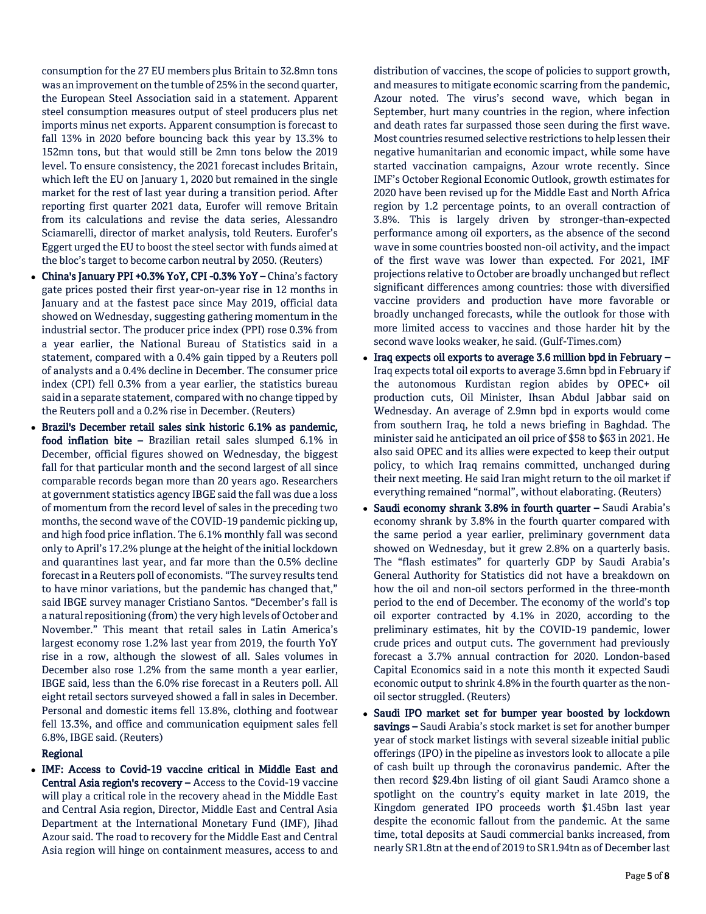consumption for the 27 EU members plus Britain to 32.8mn tons was an improvement on the tumble of 25% in the second quarter, the European Steel Association said in a statement. Apparent steel consumption measures output of steel producers plus net imports minus net exports. Apparent consumption is forecast to fall 13% in 2020 before bouncing back this year by 13.3% to 152mn tons, but that would still be 2mn tons below the 2019 level. To ensure consistency, the 2021 forecast includes Britain, which left the EU on January 1, 2020 but remained in the single market for the rest of last year during a transition period. After reporting first quarter 2021 data, Eurofer will remove Britain from its calculations and revise the data series, Alessandro Sciamarelli, director of market analysis, told Reuters. Eurofer's Eggert urged the EU to boost the steel sector with funds aimed at the bloc's target to become carbon neutral by 2050. (Reuters)

- **China's January PPI +0.3% YoY, CPI -0.3% YoY –** China's factory gate prices posted their first year-on-year rise in 12 months in January and at the fastest pace since May 2019, official data showed on Wednesday, suggesting gathering momentum in the industrial sector. The producer price index (PPI) rose 0.3% from a year earlier, the National Bureau of Statistics said in a statement, compared with a 0.4% gain tipped by a Reuters poll of analysts and a 0.4% decline in December. The consumer price index (CPI) fell 0.3% from a year earlier, the statistics bureau said in a separate statement, compared with no change tipped by the Reuters poll and a 0.2% rise in December. (Reuters)
- **Brazil's December retail sales sink historic 6.1% as pandemic, food inflation bite –** Brazilian retail sales slumped 6.1% in December, official figures showed on Wednesday, the biggest fall for that particular month and the second largest of all since comparable records began more than 20 years ago. Researchers at government statistics agency IBGE said the fall was due a loss of momentum from the record level of sales in the preceding two months, the second wave of the COVID-19 pandemic picking up, and high food price inflation. The 6.1% monthly fall was second only to April's 17.2% plunge at the height of the initial lockdown and quarantines last year, and far more than the 0.5% decline forecast in a Reuters poll of economists. "The survey results tend to have minor variations, but the pandemic has changed that," said IBGE survey manager Cristiano Santos. "December's fall is a natural repositioning (from) the very high levels of October and November." This meant that retail sales in Latin America's largest economy rose 1.2% last year from 2019, the fourth YoY rise in a row, although the slowest of all. Sales volumes in December also rose 1.2% from the same month a year earlier, IBGE said, less than the 6.0% rise forecast in a Reuters poll. All eight retail sectors surveyed showed a fall in sales in December. Personal and domestic items fell 13.8%, clothing and footwear fell 13.3%, and office and communication equipment sales fell 6.8%, IBGE said. (Reuters)

**Regional**

- **IMF: Access to Covid-19 vaccine critical in Middle East and Central Asia region's recovery –** Access to the Covid-19 vaccine will play a critical role in the recovery ahead in the Middle East and Central Asia region, Director, Middle East and Central Asia Department at the International Monetary Fund (IMF), Jihad Azour said. The road to recovery for the Middle East and Central Asia region will hinge on containment measures, access to and distribution of vaccines, the scope of policies to support growth, and measures to mitigate economic scarring from the pandemic, Azour noted. The virus's second wave, which began in September, hurt many countries in the region, where infection and death rates far surpassed those seen during the first wave. Most countries resumed selective restrictions to help lessen their negative humanitarian and economic impact, while some have started vaccination campaigns, Azour wrote recently. Since IMF's October Regional Economic Outlook, growth estimates for 2020 have been revised up for the Middle East and North Africa region by 1.2 percentage points, to an overall contraction of 3.8%. This is largely driven by stronger-than-expected performance among oil exporters, as the absence of the second wave in some countries boosted non-oil activity, and the impact of the first wave was lower than expected. For 2021, IMF projections relative to October are broadly unchanged but reflect significant differences among countries: those with diversified vaccine providers and production have more favorable or broadly unchanged forecasts, while the outlook for those with more limited access to vaccines and those harder hit by the second wave looks weaker, he said. (Gulf-Times.com)
- **Iraq expects oil exports to average 3.6 million bpd in February –** Iraq expects total oil exports to average 3.6mn bpd in February if the autonomous Kurdistan region abides by OPEC+ oil production cuts, Oil Minister, Ihsan Abdul Jabbar said on Wednesday. An average of 2.9mn bpd in exports would come from southern Iraq, he told a news briefing in Baghdad. The minister said he anticipated an oil price of $58 to $63 in 2021. He also said OPEC and its allies were expected to keep their output policy, to which Iraq remains committed, unchanged during their next meeting. He said Iran might return to the oil market if everything remained "normal", without elaborating. (Reuters)
- **Saudi economy shrank 3.8% in fourth quarter –** Saudi Arabia's economy shrank by 3.8% in the fourth quarter compared with the same period a year earlier, preliminary government data showed on Wednesday, but it grew 2.8% on a quarterly basis. The "flash estimates" for quarterly GDP by Saudi Arabia's General Authority for Statistics did not have a breakdown on how the oil and non-oil sectors performed in the three-month period to the end of December. The economy of the world's top oil exporter contracted by 4.1% in 2020, according to the preliminary estimates, hit by the COVID-19 pandemic, lower crude prices and output cuts. The government had previously forecast a 3.7% annual contraction for 2020. London-based Capital Economics said in a note this month it expected Saudi economic output to shrink 4.8% in the fourth quarter as the non-oil sector struggled. (Reuters)
- **Saudi IPO market set for bumper year boosted by lockdown savings –** Saudi Arabia's stock market is set for another bumper year of stock market listings with several sizeable initial public offerings (IPO) in the pipeline as investors look to allocate a pile of cash built up through the coronavirus pandemic. After the then record $29.4bn listing of oil giant Saudi Aramco shone a spotlight on the country's equity market in late 2019, the Kingdom generated IPO proceeds worth $1.45bn last year despite the economic fallout from the pandemic. At the same time, total deposits at Saudi commercial banks increased, from nearly SR1.8tn at the end of 2019 to SR1.94tn as of December last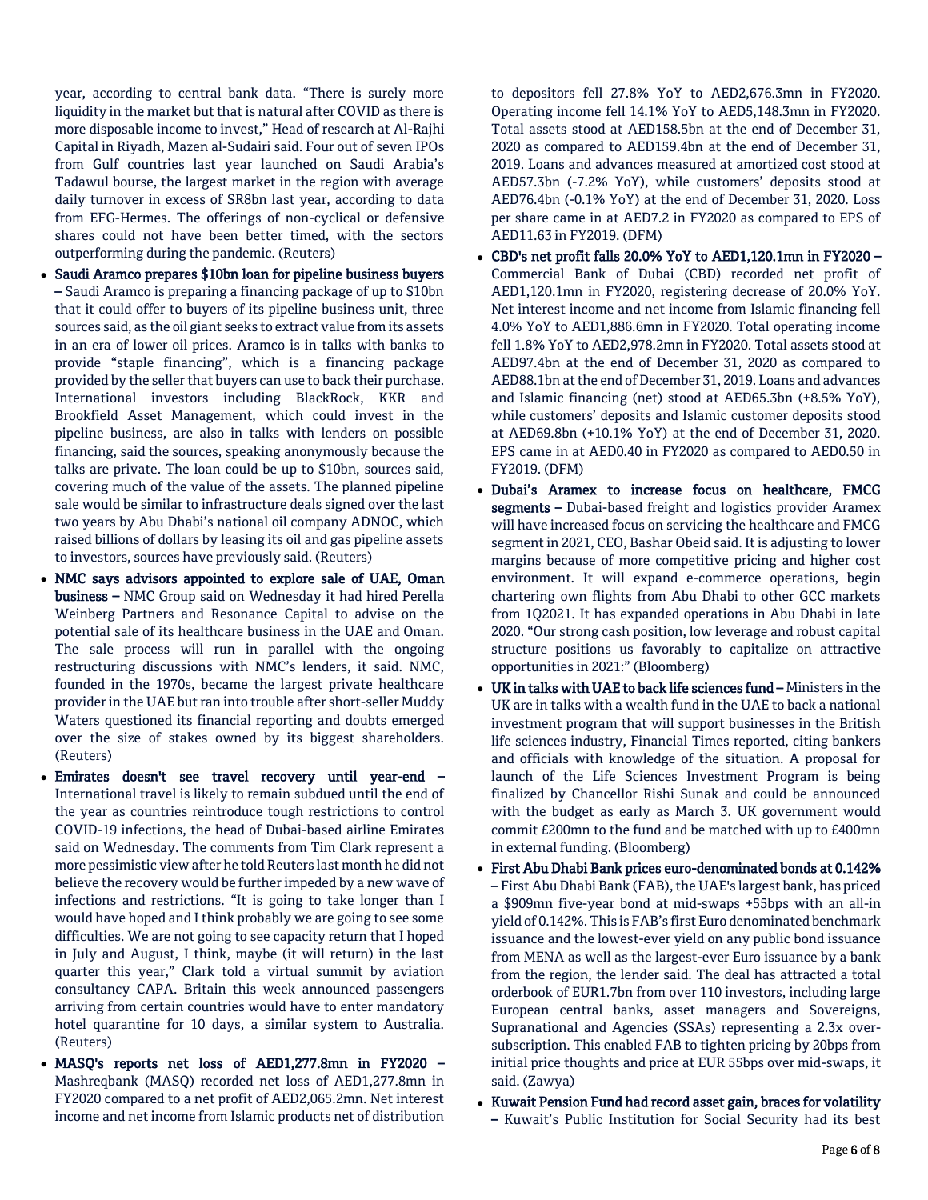year, according to central bank data. "There is surely more liquidity in the market but that is natural after COVID as there is more disposable income to invest," Head of research at Al-Rajhi Capital in Riyadh, Mazen al-Sudairi said. Four out of seven IPOs from Gulf countries last year launched on Saudi Arabia's Tadawul bourse, the largest market in the region with average daily turnover in excess of SR8bn last year, according to data from EFG-Hermes. The offerings of non-cyclical or defensive shares could not have been better timed, with the sectors outperforming during the pandemic. (Reuters)

- **Saudi Aramco prepares $10bn loan for pipeline business buyers –** Saudi Aramco is preparing a financing package of up to $10bn that it could offer to buyers of its pipeline business unit, three sources said, as the oil giant seeks to extract value from its assets in an era of lower oil prices. Aramco is in talks with banks to provide "staple financing", which is a financing package provided by the seller that buyers can use to back their purchase. International investors including BlackRock, KKR and Brookfield Asset Management, which could invest in the pipeline business, are also in talks with lenders on possible financing, said the sources, speaking anonymously because the talks are private. The loan could be up to $10bn, sources said, covering much of the value of the assets. The planned pipeline sale would be similar to infrastructure deals signed over the last two years by Abu Dhabi's national oil company ADNOC, which raised billions of dollars by leasing its oil and gas pipeline assets to investors, sources have previously said. (Reuters)
- **NMC says advisors appointed to explore sale of UAE, Oman business –** NMC Group said on Wednesday it had hired Perella Weinberg Partners and Resonance Capital to advise on the potential sale of its healthcare business in the UAE and Oman. The sale process will run in parallel with the ongoing restructuring discussions with NMC's lenders, it said. NMC, founded in the 1970s, became the largest private healthcare provider in the UAE but ran into trouble after short-seller Muddy Waters questioned its financial reporting and doubts emerged over the size of stakes owned by its biggest shareholders. (Reuters)
- **Emirates doesn't see travel recovery until year-end –** International travel is likely to remain subdued until the end of the year as countries reintroduce tough restrictions to control COVID-19 infections, the head of Dubai-based airline Emirates said on Wednesday. The comments from Tim Clark represent a more pessimistic view after he told Reuters last month he did not believe the recovery would be further impeded by a new wave of infections and restrictions. "It is going to take longer than I would have hoped and I think probably we are going to see some difficulties. We are not going to see capacity return that I hoped in July and August, I think, maybe (it will return) in the last quarter this year," Clark told a virtual summit by aviation consultancy CAPA. Britain this week announced passengers arriving from certain countries would have to enter mandatory hotel quarantine for 10 days, a similar system to Australia. (Reuters)
- **MASQ's reports net loss of AED1,277.8mn in FY2020 –** Mashreqbank (MASQ) recorded net loss of AED1,277.8mn in FY2020 compared to a net profit of AED2,065.2mn. Net interest income and net income from Islamic products net of distribution to depositors fell 27.8% YoY to AED2,676.3mn in FY2020. Operating income fell 14.1% YoY to AED5,148.3mn in FY2020. Total assets stood at AED158.5bn at the end of December 31, 2020 as compared to AED159.4bn at the end of December 31, 2019. Loans and advances measured at amortized cost stood at AED57.3bn (-7.2% YoY), while customers' deposits stood at AED76.4bn (-0.1% YoY) at the end of December 31, 2020. Loss per share came in at AED7.2 in FY2020 as compared to EPS of AED11.63 in FY2019. (DFM)
- **CBD's net profit falls 20.0% YoY to AED1,120.1mn in FY2020 –** Commercial Bank of Dubai (CBD) recorded net profit of AED1,120.1mn in FY2020, registering decrease of 20.0% YoY. Net interest income and net income from Islamic financing fell 4.0% YoY to AED1,886.6mn in FY2020. Total operating income fell 1.8% YoY to AED2,978.2mn in FY2020. Total assets stood at AED97.4bn at the end of December 31, 2020 as compared to AED88.1bn at the end of December 31, 2019. Loans and advances and Islamic financing (net) stood at AED65.3bn (+8.5% YoY), while customers' deposits and Islamic customer deposits stood at AED69.8bn (+10.1% YoY) at the end of December 31, 2020. EPS came in at AED0.40 in FY2020 as compared to AED0.50 in FY2019. (DFM)
- **Dubai's Aramex to increase focus on healthcare, FMCG segments –** Dubai-based freight and logistics provider Aramex will have increased focus on servicing the healthcare and FMCG segment in 2021, CEO, Bashar Obeid said. It is adjusting to lower margins because of more competitive pricing and higher cost environment. It will expand e-commerce operations, begin chartering own flights from Abu Dhabi to other GCC markets from 1Q2021. It has expanded operations in Abu Dhabi in late 2020. "Our strong cash position, low leverage and robust capital structure positions us favorably to capitalize on attractive opportunities in 2021:" (Bloomberg)
- **UK in talks with UAE to back life sciences fund –** Ministers in the UK are in talks with a wealth fund in the UAE to back a national investment program that will support businesses in the British life sciences industry, Financial Times reported, citing bankers and officials with knowledge of the situation. A proposal for launch of the Life Sciences Investment Program is being finalized by Chancellor Rishi Sunak and could be announced with the budget as early as March 3. UK government would commit £200mn to the fund and be matched with up to £400mn in external funding. (Bloomberg)
- **First Abu Dhabi Bank prices euro-denominated bonds at 0.142% –** First Abu Dhabi Bank (FAB), the UAE's largest bank, has priced a $909mn five-year bond at mid-swaps +55bps with an all-in yield of 0.142%. This is FAB's first Euro denominated benchmark issuance and the lowest-ever yield on any public bond issuance from MENA as well as the largest-ever Euro issuance by a bank from the region, the lender said. The deal has attracted a total orderbook of EUR1.7bn from over 110 investors, including large European central banks, asset managers and Sovereigns, Supranational and Agencies (SSAs) representing a 2.3x over-subscription. This enabled FAB to tighten pricing by 20bps from initial price thoughts and price at EUR 55bps over mid-swaps, it said. (Zawya)
- **Kuwait Pension Fund had record asset gain, braces for volatility –** Kuwait's Public Institution for Social Security had its best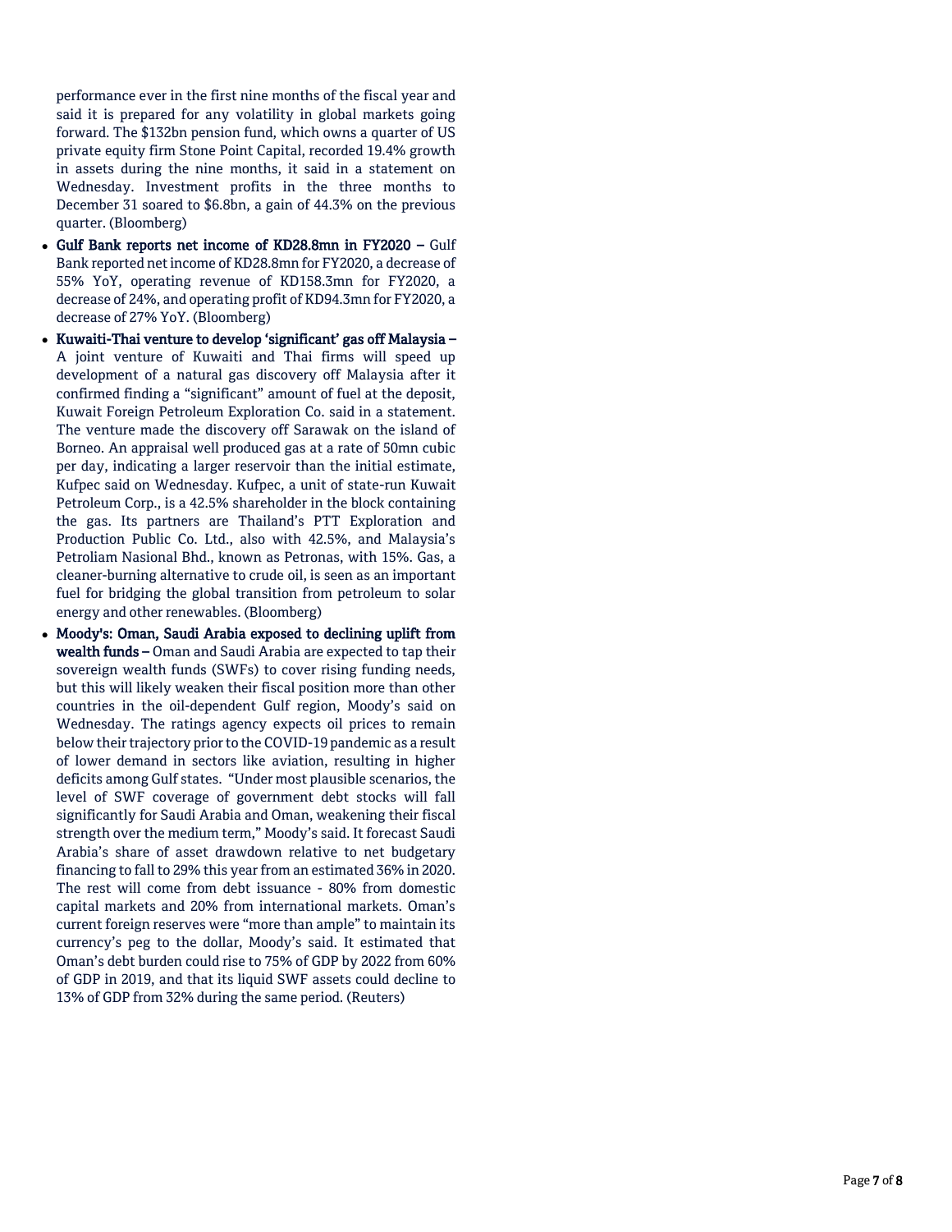performance ever in the first nine months of the fiscal year and said it is prepared for any volatility in global markets going forward. The $132bn pension fund, which owns a quarter of US private equity firm Stone Point Capital, recorded 19.4% growth in assets during the nine months, it said in a statement on Wednesday. Investment profits in the three months to December 31 soared to $6.8bn, a gain of 44.3% on the previous quarter. (Bloomberg)

- **Gulf Bank reports net income of KD28.8mn in FY2020 –** Gulf Bank reported net income of KD28.8mn for FY2020, a decrease of 55% YoY, operating revenue of KD158.3mn for FY2020, a decrease of 24%, and operating profit of KD94.3mn for FY2020, a decrease of 27% YoY. (Bloomberg)
- **Kuwaiti-Thai venture to develop 'significant' gas off Malaysia –** A joint venture of Kuwaiti and Thai firms will speed up development of a natural gas discovery off Malaysia after it confirmed finding a "significant" amount of fuel at the deposit, Kuwait Foreign Petroleum Exploration Co. said in a statement. The venture made the discovery off Sarawak on the island of Borneo. An appraisal well produced gas at a rate of 50mn cubic per day, indicating a larger reservoir than the initial estimate, Kufpec said on Wednesday. Kufpec, a unit of state-run Kuwait Petroleum Corp., is a 42.5% shareholder in the block containing the gas. Its partners are Thailand's PTT Exploration and Production Public Co. Ltd., also with 42.5%, and Malaysia's Petroliam Nasional Bhd., known as Petronas, with 15%. Gas, a cleaner-burning alternative to crude oil, is seen as an important fuel for bridging the global transition from petroleum to solar energy and other renewables. (Bloomberg)
- **Moody's: Oman, Saudi Arabia exposed to declining uplift from wealth funds –** Oman and Saudi Arabia are expected to tap their sovereign wealth funds (SWFs) to cover rising funding needs, but this will likely weaken their fiscal position more than other countries in the oil-dependent Gulf region, Moody's said on Wednesday. The ratings agency expects oil prices to remain below their trajectory prior to the COVID-19 pandemic as a result of lower demand in sectors like aviation, resulting in higher deficits among Gulf states. "Under most plausible scenarios, the level of SWF coverage of government debt stocks will fall significantly for Saudi Arabia and Oman, weakening their fiscal strength over the medium term," Moody's said. It forecast Saudi Arabia's share of asset drawdown relative to net budgetary financing to fall to 29% this year from an estimated 36% in 2020. The rest will come from debt issuance - 80% from domestic capital markets and 20% from international markets. Oman's current foreign reserves were "more than ample" to maintain its currency's peg to the dollar, Moody's said. It estimated that Oman's debt burden could rise to 75% of GDP by 2022 from 60% of GDP in 2019, and that its liquid SWF assets could decline to 13% of GDP from 32% during the same period. (Reuters)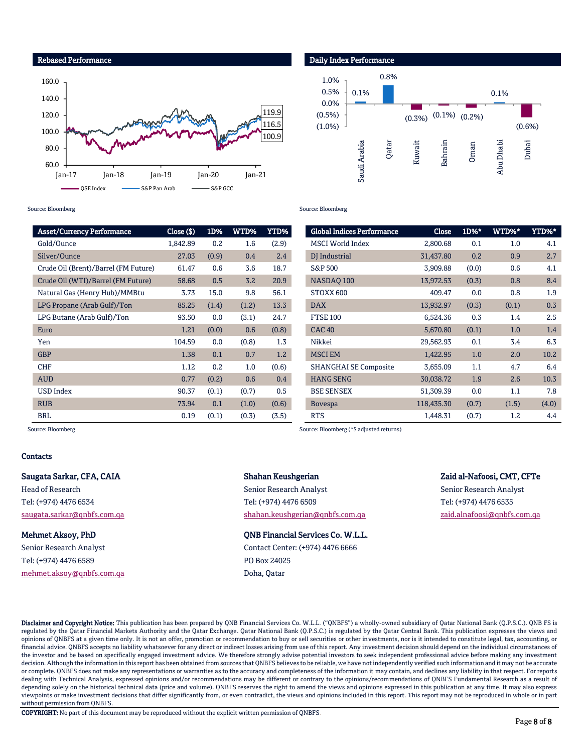## Rebased Performance

160.0
140.0
120.0
100.0
80.0
60.0

Jan-17 Jan-18 Jan-19 Jan-20 Jan-21

119.9
116.5
100.9

QSE Index S&P Pan Arab S&P GCC

Source: Bloomberg

## Daily Index Performance

1.0%
0.5%
0.0%
(0.5%)
(1.0%)

0.1% 0.8% (0.3%) (0.1%) (0.2%) 0.1% (0.6%)

Saudi Arabia Qatar Kuwait Bahrain Oman Abu Dhabi Dubai

Source: Bloomberg

| Asset/Currency Performance | Close ($) | 1D% | WTD% | YTD% |
|---|---|---|---|---|
| Gold/Ounce | 1,842.89 | 0.2 | 1.6 | (2.9) |
| Silver/Ounce | 27.03 | (0.9) | 0.4 | 2.4 |
| Crude Oil (Brent)/Barrel (FM Future) | 61.47 | 0.6 | 3.6 | 18.7 |
| Crude Oil (WTI)/Barrel (FM Future) | 58.68 | 0.5 | 3.2 | 20.9 |
| Natural Gas (Henry Hub)/MMBtu | 3.73 | 15.0 | 9.8 | 56.1 |
| LPG Propane (Arab Gulf)/Ton | 85.25 | (1.4) | (1.2) | 13.3 |
| LPG Butane (Arab Gulf)/Ton | 93.50 | 0.0 | (3.1) | 24.7 |
| Euro | 1.21 | (0.0) | 0.6 | (0.8) |
| Yen | 104.59 | 0.0 | (0.8) | 1.3 |
| GBP | 1.38 | 0.1 | 0.7 | 1.2 |
| CHF | 1.12 | 0.2 | 1.0 | (0.6) |
| AUD | 0.77 | (0.2) | 0.6 | 0.4 |
| USD Index | 90.37 | (0.1) | (0.7) | 0.5 |
| RUB | 73.94 | 0.1 | (1.0) | (0.6) |
| BRL | 0.19 | (0.1) | (0.3) | (3.5) |

Source: Bloomberg

| Global Indices Performance | Close | 1D%* | WTD%* | YTD%* |
|---|---|---|---|---|
| MSCI World Index | 2,800.68 | 0.1 | 1.0 | 4.1 |
| DJ Industrial | 31,437.80 | 0.2 | 0.9 | 2.7 |
| S&P 500 | 3,909.88 | (0.0) | 0.6 | 4.1 |
| NASDAQ 100 | 13,972.53 | (0.3) | 0.8 | 8.4 |
| STOXX 600 | 409.47 | 0.0 | 0.8 | 1.9 |
| DAX | 13,932.97 | (0.3) | (0.1) | 0.3 |
| FTSE 100 | 6,524.36 | 0.3 | 1.4 | 2.5 |
| CAC 40 | 5,670.80 | (0.1) | 1.0 | 1.4 |
| Nikkei | 29,562.93 | 0.1 | 3.4 | 6.3 |
| MSCI EM | 1,422.95 | 1.0 | 2.0 | 10.2 |
| SHANGHAI SE Composite | 3,655.09 | 1.1 | 4.7 | 6.4 |
| HANG SENG | 30,038.72 | 1.9 | 2.6 | 10.3 |
| BSE SENSEX | 51,309.39 | 0.0 | 1.1 | 7.8 |
| Bovespa | 118,435.30 | (0.7) | (1.5) | (4.0) |
| RTS | 1,448.31 | (0.7) | 1.2 | 4.4 |

Source: Bloomberg (*$ adjusted returns)

## Contacts

**Saugata Sarkar, CFA, CAIA**
Head of Research
Tel: (+974) 4476 6534
saugata.sarkar@qnbfs.com.qa

**Shahan Keushgerian**
Senior Research Analyst
Tel: (+974) 4476 6509
shahan.keushgerian@qnbfs.com.qa

**Zaid al-Nafoosi, CMT, CFTe**
Senior Research Analyst
Tel: (+974) 4476 6535
zaid.alnafoosi@qnbfs.com.qa

**Mehmet Aksoy, PhD**
Senior Research Analyst
Tel: (+974) 4476 6589
mehmet.aksoy@qnbfs.com.qa

**QNB Financial Services Co. W.L.L.**
Contact Center: (+974) 4476 6666
PO Box 24025
Doha, Qatar

**Disclaimer and Copyright Notice:** This publication has been prepared by QNB Financial Services Co. W.L.L. ("QNBFS") a wholly-owned subsidiary of Qatar National Bank (Q.P.S.C.). QNB FS is regulated by the Qatar Financial Markets Authority and the Qatar Exchange. Qatar National Bank (Q.P.S.C.) is regulated by the Qatar Central Bank. This publication expresses the views and opinions of QNBFS at a given time only. It is not an offer, promotion or recommendation to buy or sell securities or other investments, nor is it intended to constitute legal, tax, accounting, or financial advice. QNBFS accepts no liability whatsoever for any direct or indirect losses arising from use of this report. Any investment decision should depend on the individual circumstances of the investor and be based on specifically engaged investment advice. We therefore strongly advise potential investors to seek independent professional advice before making any investment decision. Although the information in this report has been obtained from sources that QNBFS believes to be reliable, we have not independently verified such information and it may not be accurate or complete. QNBFS does not make any representations or warranties as to the accuracy and completeness of the information it may contain, and declines any liability in that respect. For reports dealing with Technical Analysis, expressed opinions and/or recommendations may be different or contrary to the opinions/recommendations of QNBFS Fundamental Research as a result of depending solely on the historical technical data (price and volume). QNBFS reserves the right to amend the views and opinions expressed in this publication at any time. It may also express viewpoints or make investment decisions that differ significantly from, or even contradict, the views and opinions included in this report. This report may not be reproduced in whole or in part without permission from QNBFS.

**COPYRIGHT:** No part of this document may be reproduced without the explicit written permission of QNBFS